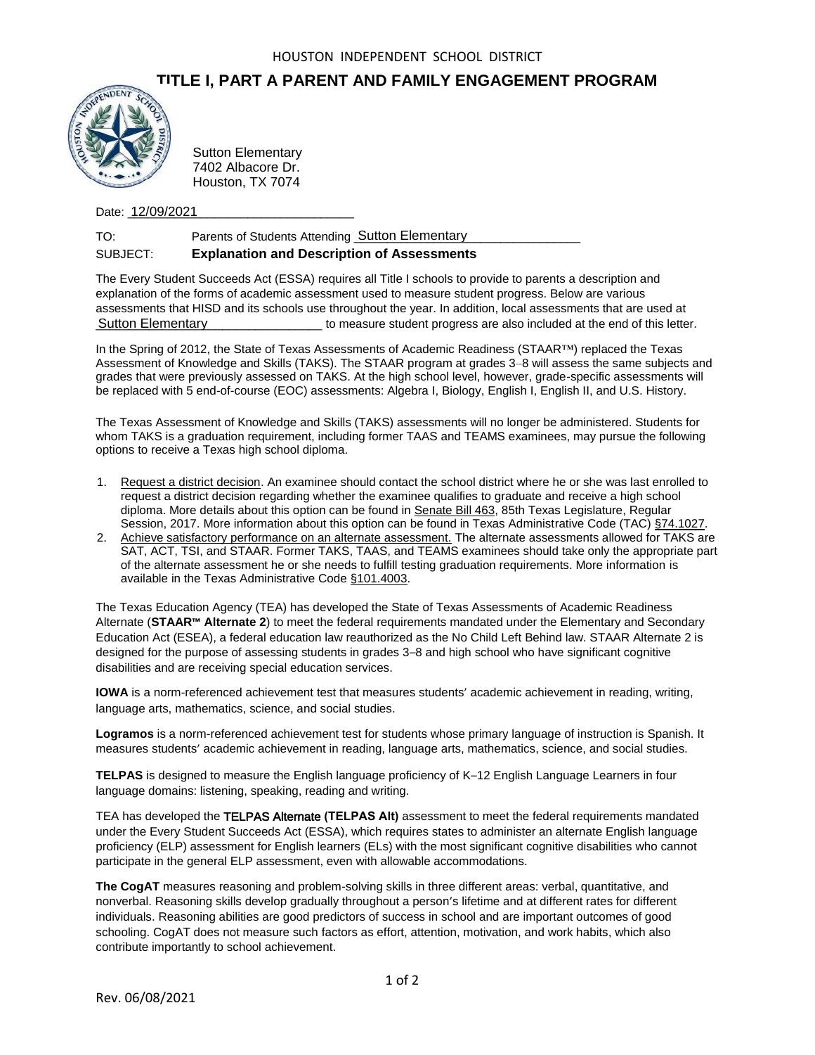HOUSTON INDEPENDENT SCHOOL DISTRICT

# TITLE I, PART A PARENT AND FAMILY ENGAGEMENT PROGRAM

Sutton Elementary
7402 Albacore Dr.
Houston, TX 7074

Date: 12/09/2021

TO: Parents of Students Attending Sutton Elementary

SUBJECT: **Explanation and Description of Assessments**

The Every Student Succeeds Act (ESSA) requires all Title I schools to provide to parents a description and explanation of the forms of academic assessment used to measure student progress. Below are various assessments that HISD and its schools use throughout the year. In addition, local assessments that are used at Sutton Elementary to measure student progress are also included at the end of this letter.

In the Spring of 2012, the State of Texas Assessments of Academic Readiness (STAAR™) replaced the Texas Assessment of Knowledge and Skills (TAKS). The STAAR program at grades 3–8 will assess the same subjects and grades that were previously assessed on TAKS. At the high school level, however, grade-specific assessments will be replaced with 5 end-of-course (EOC) assessments: Algebra I, Biology, English I, English II, and U.S. History.

The Texas Assessment of Knowledge and Skills (TAKS) assessments will no longer be administered. Students for whom TAKS is a graduation requirement, including former TAAS and TEAMS examinees, may pursue the following options to receive a Texas high school diploma.

1. Request a district decision. An examinee should contact the school district where he or she was last enrolled to request a district decision regarding whether the examinee qualifies to graduate and receive a high school diploma. More details about this option can be found in Senate Bill 463, 85th Texas Legislature, Regular Session, 2017. More information about this option can be found in Texas Administrative Code (TAC) §74.1027.
2. Achieve satisfactory performance on an alternate assessment. The alternate assessments allowed for TAKS are SAT, ACT, TSI, and STAAR. Former TAKS, TAAS, and TEAMS examinees should take only the appropriate part of the alternate assessment he or she needs to fulfill testing graduation requirements. More information is available in the Texas Administrative Code §101.4003.

The Texas Education Agency (TEA) has developed the State of Texas Assessments of Academic Readiness Alternate (**STAAR™ Alternate 2**) to meet the federal requirements mandated under the Elementary and Secondary Education Act (ESEA), a federal education law reauthorized as the No Child Left Behind law. STAAR Alternate 2 is designed for the purpose of assessing students in grades 3–8 and high school who have significant cognitive disabilities and are receiving special education services.

**IOWA** is a norm-referenced achievement test that measures students' academic achievement in reading, writing, language arts, mathematics, science, and social studies.

**Logramos** is a norm-referenced achievement test for students whose primary language of instruction is Spanish. It measures students' academic achievement in reading, language arts, mathematics, science, and social studies.

**TELPAS** is designed to measure the English language proficiency of K–12 English Language Learners in four language domains: listening, speaking, reading and writing.

TEA has developed the TELPAS Alternate **(TELPAS Alt)** assessment to meet the federal requirements mandated under the Every Student Succeeds Act (ESSA), which requires states to administer an alternate English language proficiency (ELP) assessment for English learners (ELs) with the most significant cognitive disabilities who cannot participate in the general ELP assessment, even with allowable accommodations.

**The CogAT** measures reasoning and problem-solving skills in three different areas: verbal, quantitative, and nonverbal. Reasoning skills develop gradually throughout a person's lifetime and at different rates for different individuals. Reasoning abilities are good predictors of success in school and are important outcomes of good schooling. CogAT does not measure such factors as effort, attention, motivation, and work habits, which also contribute importantly to school achievement.

Rev. 06/08/2021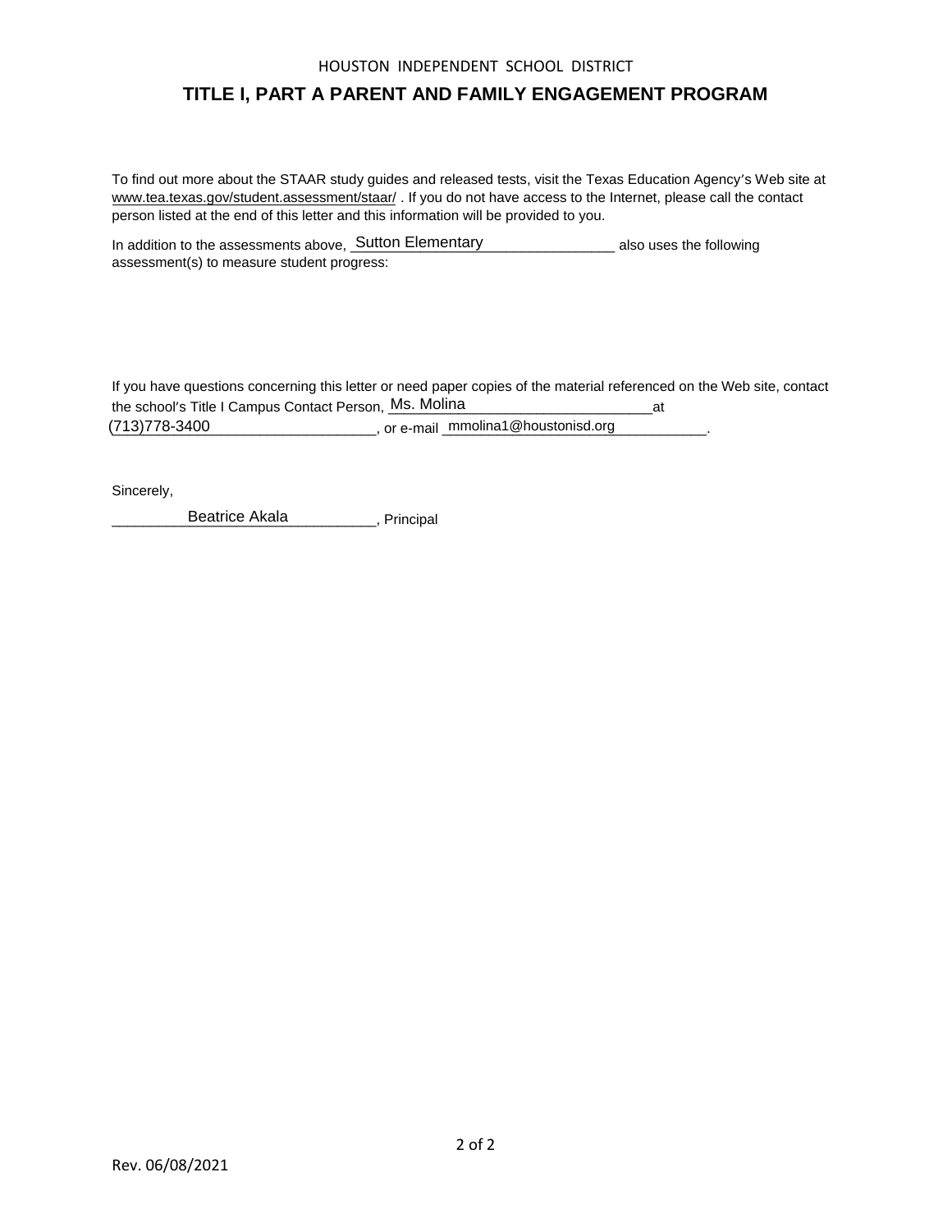HOUSTON INDEPENDENT SCHOOL DISTRICT

# TITLE I, PART A PARENT AND FAMILY ENGAGEMENT PROGRAM

To find out more about the STAAR study guides and released tests, visit the Texas Education Agency's Web site at www.tea.texas.gov/student.assessment/staar/ . If you do not have access to the Internet, please call the contact person listed at the end of this letter and this information will be provided to you.

In addition to the assessments above, Sutton Elementary also uses the following assessment(s) to measure student progress:

If you have questions concerning this letter or need paper copies of the material referenced on the Web site, contact the school's Title I Campus Contact Person, Ms. Molina at (713)778-3400, or e-mail mmolina1@houstonisd.org.

Sincerely,

Beatrice Akala, Principal

Rev. 06/08/2021